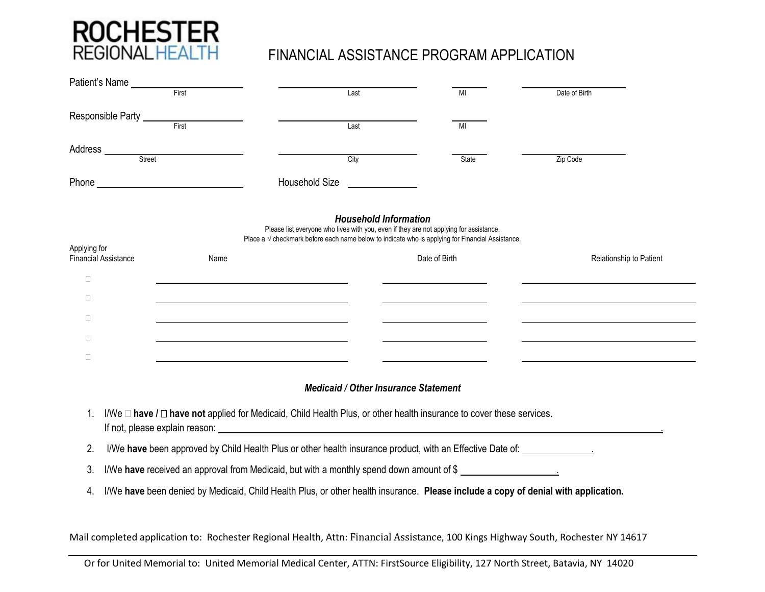ROCHESTER REGIONAL HEALTH

# FINANCIAL ASSISTANCE PROGRAM APPLICATION

Patient's Name ______________ (First) ______________ (Last) ______ (MI) ______________ (Date of Birth)

Responsible Party ______________ (First) ______________ (Last) ______ (MI)

Address ______________ (Street) ______________ (City) ______ (State) ______________ (Zip Code)

Phone ______________ Household Size ______________

### *Household Information*

Please list everyone who lives with you, even if they are not applying for assistance.
Place a √ checkmark before each name below to indicate who is applying for Financial Assistance.

| Applying for Financial Assistance | Name | Date of Birth | Relationship to Patient |
|---|---|---|---|
| ☐ | | | |
| ☐ | | | |
| ☐ | | | |
| ☐ | | | |
| ☐ | | | |

### *Medicaid / Other Insurance Statement*

1. I/We ☐ **have /** ☐ **have not** applied for Medicaid, Child Health Plus, or other health insurance to cover these services.
   If not, please explain reason: ______________________________________________.
2. I/We **have** been approved by Child Health Plus or other health insurance product, with an Effective Date of: ______________.
3. I/We **have** received an approval from Medicaid, but with a monthly spend down amount of $ ______________.
4. I/We **have** been denied by Medicaid, Child Health Plus, or other health insurance. **Please include a copy of denial with application.**

Mail completed application to: Rochester Regional Health, Attn: Financial Assistance, 100 Kings Highway South, Rochester NY 14617

Or for United Memorial to: United Memorial Medical Center, ATTN: FirstSource Eligibility, 127 North Street, Batavia, NY 14020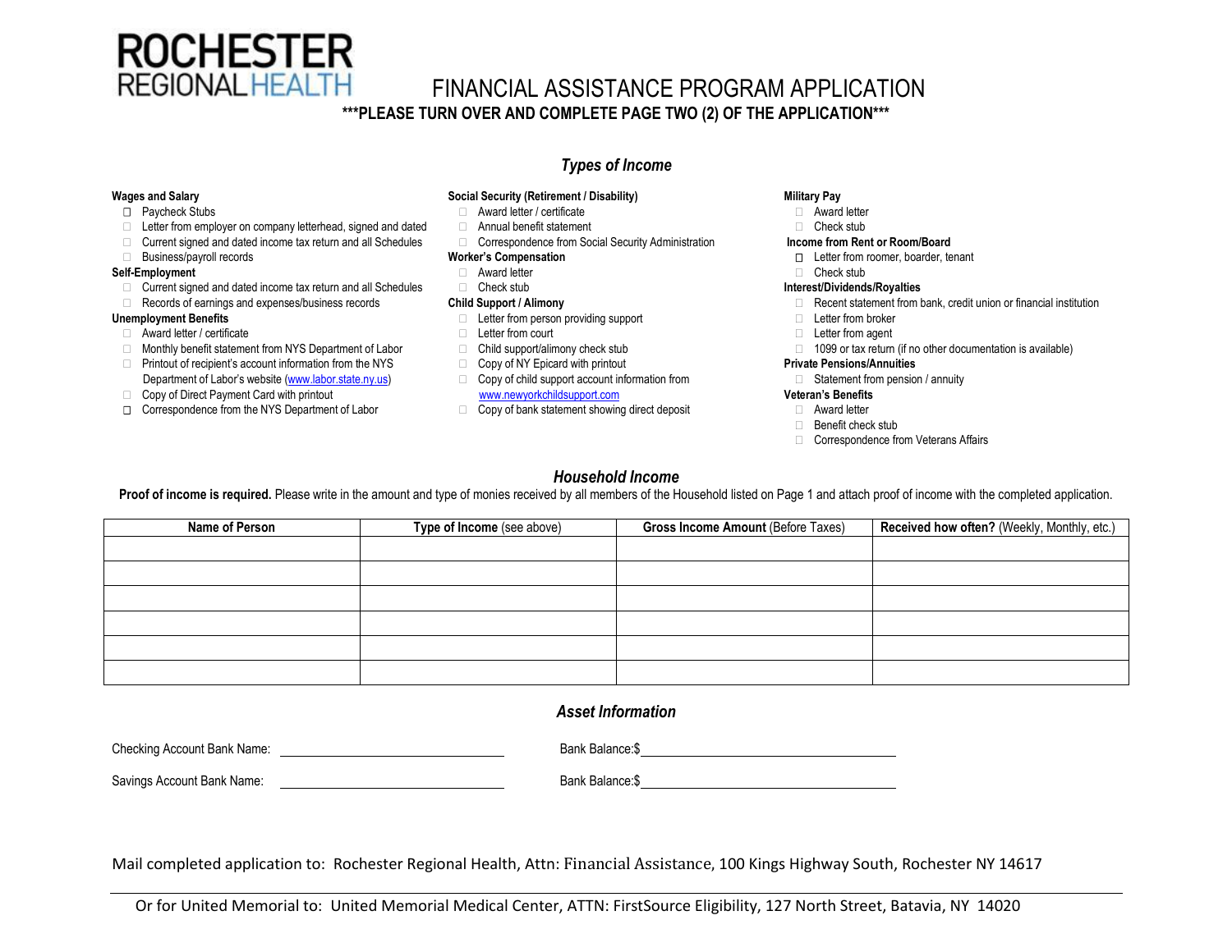# ROCHESTER REGIONAL HEALTH

# FINANCIAL ASSISTANCE PROGRAM APPLICATION

**\*\*\*PLEASE TURN OVER AND COMPLETE PAGE TWO (2) OF THE APPLICATION\*\*\***

## *Types of Income*

**Wages and Salary**
- ☐ Paycheck Stubs
- ☐ Letter from employer on company letterhead, signed and dated
- ☐ Current signed and dated income tax return and all Schedules
- ☐ Business/payroll records

**Self-Employment**
- ☐ Current signed and dated income tax return and all Schedules
- ☐ Records of earnings and expenses/business records

**Unemployment Benefits**
- ☐ Award letter / certificate
- ☐ Monthly benefit statement from NYS Department of Labor
- ☐ Printout of recipient's account information from the NYS Department of Labor's website (www.labor.state.ny.us)
- ☐ Copy of Direct Payment Card with printout
- ☐ Correspondence from the NYS Department of Labor

**Social Security (Retirement / Disability)**
- ☐ Award letter / certificate
- ☐ Annual benefit statement
- ☐ Correspondence from Social Security Administration

**Worker's Compensation**
- ☐ Award letter
- ☐ Check stub

**Child Support / Alimony**
- ☐ Letter from person providing support
- ☐ Letter from court
- ☐ Child support/alimony check stub
- ☐ Copy of NY Epicard with printout
- ☐ Copy of child support account information from www.newyorkchildsupport.com
- ☐ Copy of bank statement showing direct deposit

**Military Pay**
- ☐ Award letter
- ☐ Check stub

**Income from Rent or Room/Board**
- ☐ Letter from roomer, boarder, tenant
- ☐ Check stub

**Interest/Dividends/Royalties**
- ☐ Recent statement from bank, credit union or financial institution
- ☐ Letter from broker
- ☐ Letter from agent
- ☐ 1099 or tax return (if no other documentation is available)

**Private Pensions/Annuities**
- ☐ Statement from pension / annuity

**Veteran's Benefits**
- ☐ Award letter
- ☐ Benefit check stub
- ☐ Correspondence from Veterans Affairs

## *Household Income*

**Proof of income is required.** Please write in the amount and type of monies received by all members of the Household listed on Page 1 and attach proof of income with the completed application.

| **Name of Person** | **Type of Income** (see above) | **Gross Income Amount** (Before Taxes) | **Received how often?** (Weekly, Monthly, etc.) |
|---|---|---|---|
| | | | |
| | | | |
| | | | |
| | | | |
| | | | |
| | | | |

## *Asset Information*

Checking Account Bank Name: ______________________ Bank Balance:$ ______________________

Savings Account Bank Name: ______________________ Bank Balance:$ ______________________

Mail completed application to: Rochester Regional Health, Attn: Financial Assistance, 100 Kings Highway South, Rochester NY 14617

Or for United Memorial to: United Memorial Medical Center, ATTN: FirstSource Eligibility, 127 North Street, Batavia, NY 14020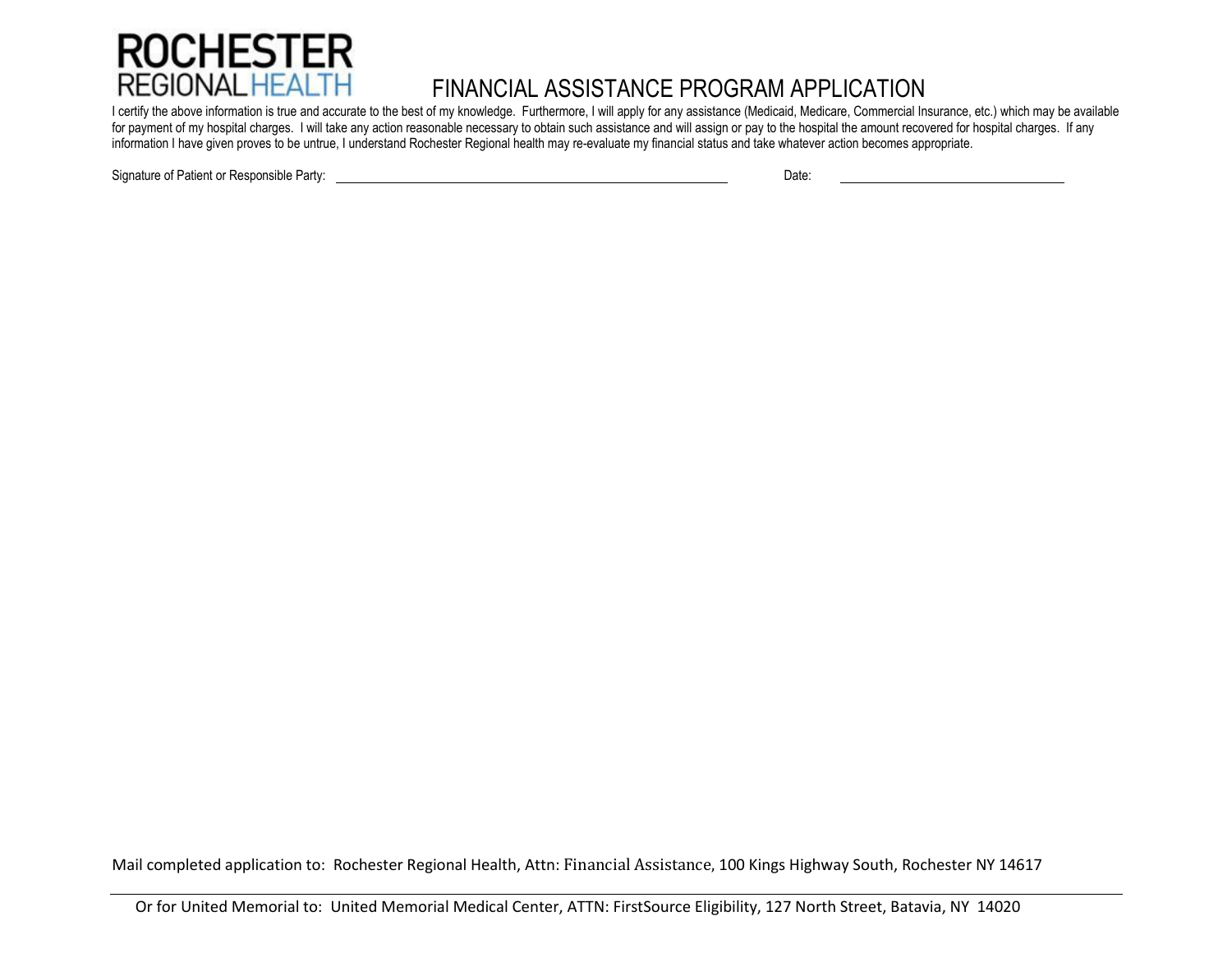ROCHESTER
REGIONAL HEALTH

# FINANCIAL ASSISTANCE PROGRAM APPLICATION

I certify the above information is true and accurate to the best of my knowledge. Furthermore, I will apply for any assistance (Medicaid, Medicare, Commercial Insurance, etc.) which may be available for payment of my hospital charges. I will take any action reasonable necessary to obtain such assistance and will assign or pay to the hospital the amount recovered for hospital charges. If any information I have given proves to be untrue, I understand Rochester Regional health may re-evaluate my financial status and take whatever action becomes appropriate.

Signature of Patient or Responsible Party: ______________________________ Date: ____________________

Mail completed application to: Rochester Regional Health, Attn: Financial Assistance, 100 Kings Highway South, Rochester NY 14617

---

Or for United Memorial to: United Memorial Medical Center, ATTN: FirstSource Eligibility, 127 North Street, Batavia, NY 14020